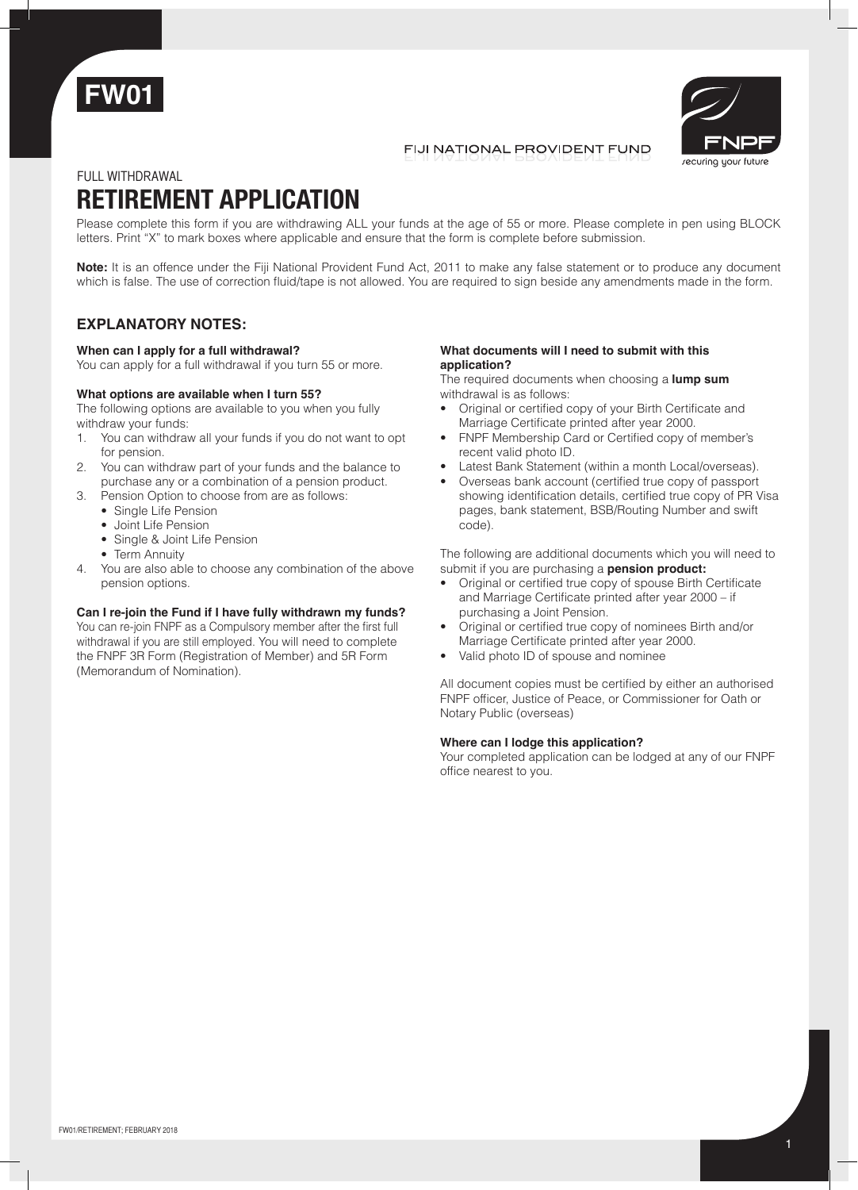**FW01**

FIJI NATIONAL PROVIDENT FUND

FNPF
securing your future

FULL WITHDRAWAL

# RETIREMENT APPLICATION

Please complete this form if you are withdrawing ALL your funds at the age of 55 or more. Please complete in pen using BLOCK letters. Print "X" to mark boxes where applicable and ensure that the form is complete before submission.

**Note:** It is an offence under the Fiji National Provident Fund Act, 2011 to make any false statement or to produce any document which is false. The use of correction fluid/tape is not allowed. You are required to sign beside any amendments made in the form.

## EXPLANATORY NOTES:

**When can I apply for a full withdrawal?**
You can apply for a full withdrawal if you turn 55 or more.

**What options are available when I turn 55?**
The following options are available to you when you fully withdraw your funds:

1. You can withdraw all your funds if you do not want to opt for pension.
2. You can withdraw part of your funds and the balance to purchase any or a combination of a pension product.
3. Pension Option to choose from are as follows:
   - Single Life Pension
   - Joint Life Pension
   - Single & Joint Life Pension
   - Term Annuity
4. You are also able to choose any combination of the above pension options.

**Can I re-join the Fund if I have fully withdrawn my funds?**
You can re-join FNPF as a Compulsory member after the first full withdrawal if you are still employed. You will need to complete the FNPF 3R Form (Registration of Member) and 5R Form (Memorandum of Nomination).

**What documents will I need to submit with this application?**
The required documents when choosing a **lump sum** withdrawal is as follows:

- Original or certified copy of your Birth Certificate and Marriage Certificate printed after year 2000.
- FNPF Membership Card or Certified copy of member's recent valid photo ID.
- Latest Bank Statement (within a month Local/overseas).
- Overseas bank account (certified true copy of passport showing identification details, certified true copy of PR Visa pages, bank statement, BSB/Routing Number and swift code).

The following are additional documents which you will need to submit if you are purchasing a **pension product:**

- Original or certified true copy of spouse Birth Certificate and Marriage Certificate printed after year 2000 – if purchasing a Joint Pension.
- Original or certified true copy of nominees Birth and/or Marriage Certificate printed after year 2000.
- Valid photo ID of spouse and nominee

All document copies must be certified by either an authorised FNPF officer, Justice of Peace, or Commissioner for Oath or Notary Public (overseas)

**Where can I lodge this application?**
Your completed application can be lodged at any of our FNPF office nearest to you.

FW01/RETIREMENT; FEBRUARY 2018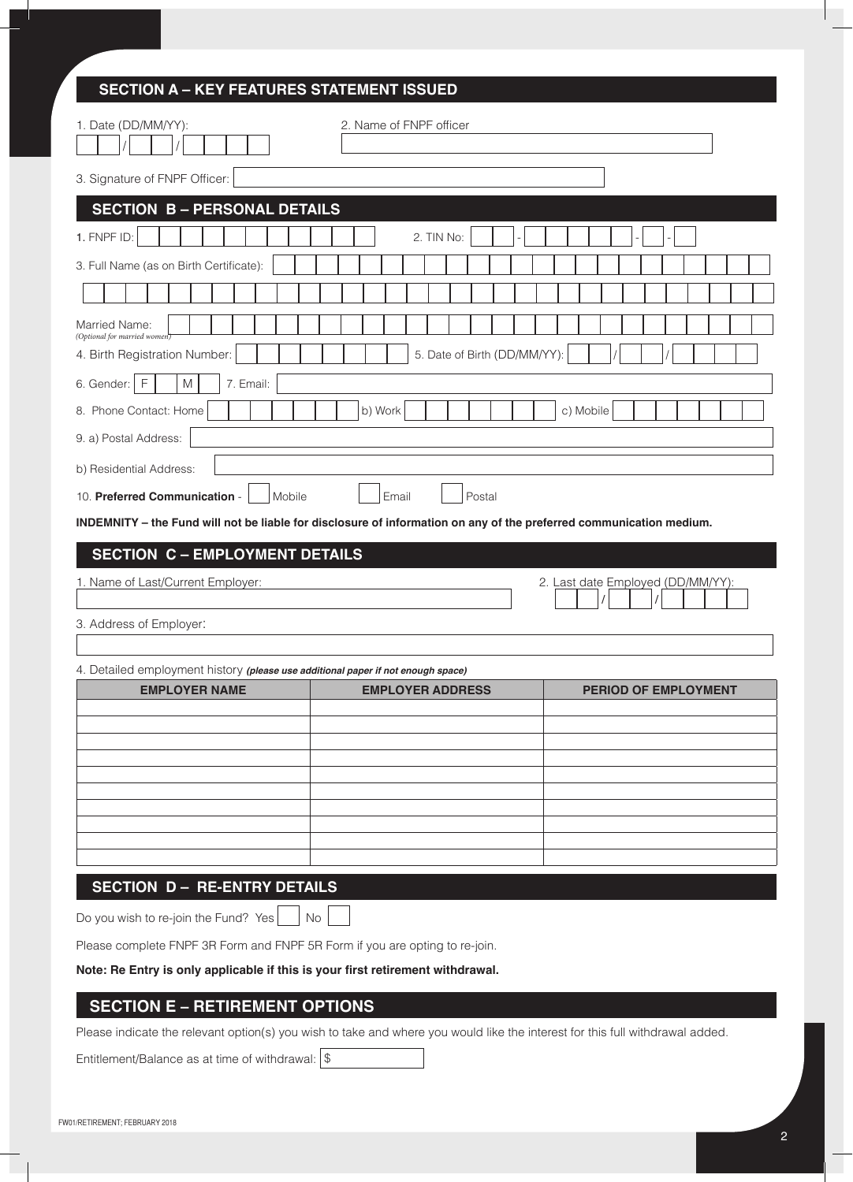## SECTION A – KEY FEATURES STATEMENT ISSUED

1. Date (DD/MM/YY): ___ / ___ / ___

2. Name of FNPF officer ______________________

3. Signature of FNPF Officer: ______________________

## SECTION B – PERSONAL DETAILS

1. FNPF ID: ______________________

2. TIN No: ___ - ___ - ___ - ___

3. Full Name (as on Birth Certificate): ______________________

Married Name: ______________________
*(Optional for married women)*

4. Birth Registration Number: ______________________

5. Date of Birth (DD/MM/YY): ___ / ___ / ___

6. Gender: F ☐ M ☐

7. Email: ______________________

8. Phone Contact: Home ___________ b) Work ___________ c) Mobile ___________

9. a) Postal Address: ______________________

b) Residential Address: ______________________

10. **Preferred Communication** - ☐ Mobile ☐ Email ☐ Postal

**INDEMNITY – the Fund will not be liable for disclosure of information on any of the preferred communication medium.**

## SECTION C – EMPLOYMENT DETAILS

1. Name of Last/Current Employer: ______________________

2. Last date Employed (DD/MM/YY): ___ / ___ / ___

3. Address of Employer: ______________________

4. Detailed employment history ***(please use additional paper if not enough space)***

| EMPLOYER NAME | EMPLOYER ADDRESS | PERIOD OF EMPLOYMENT |
|---|---|---|
| | | |
| | | |
| | | |
| | | |
| | | |
| | | |
| | | |
| | | |
| | | |
| | | |

## SECTION D – RE-ENTRY DETAILS

Do you wish to re-join the Fund? Yes ☐ No ☐

Please complete FNPF 3R Form and FNPF 5R Form if you are opting to re-join.

**Note: Re Entry is only applicable if this is your first retirement withdrawal.**

## SECTION E – RETIREMENT OPTIONS

Please indicate the relevant option(s) you wish to take and where you would like the interest for this full withdrawal added.

Entitlement/Balance as at time of withdrawal: $ ___________

FW01/RETIREMENT; FEBRUARY 2018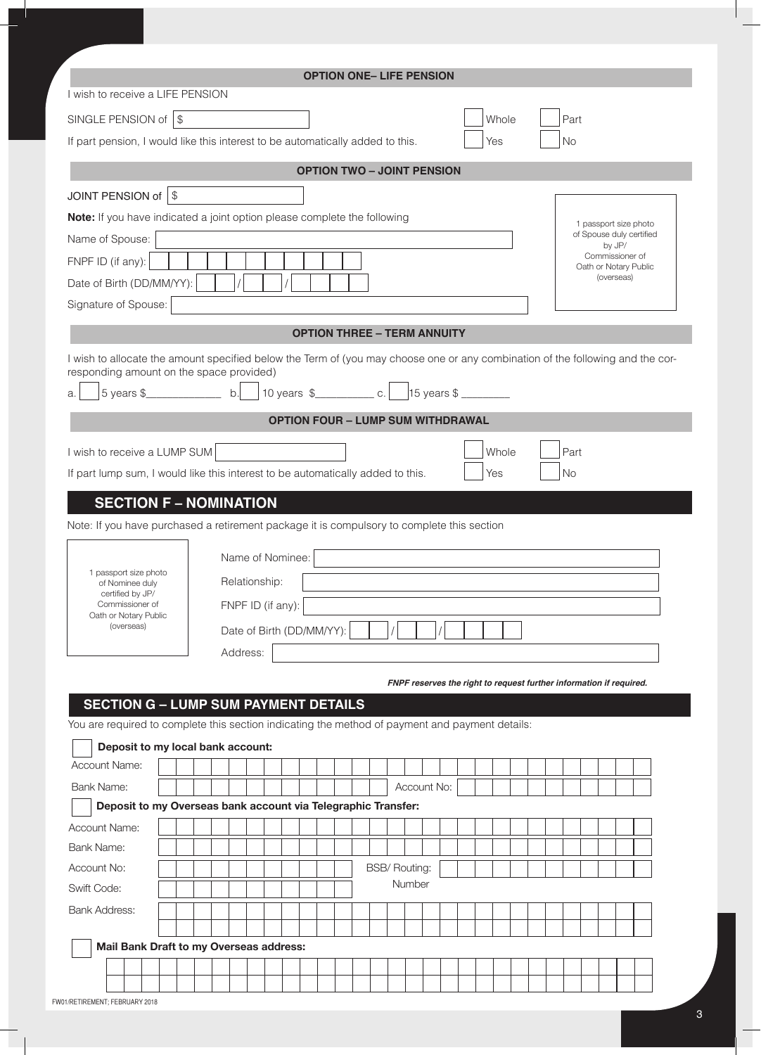### OPTION ONE– LIFE PENSION

I wish to receive a LIFE PENSION

SINGLE PENSION of $ ____________ ☐ Whole ☐ Part

If part pension, I would like this interest to be automatically added to this. ☐ Yes ☐ No

### OPTION TWO – JOINT PENSION

JOINT PENSION of $ ____________

**Note:** If you have indicated a joint option please complete the following

Name of Spouse: ____________

FNPF ID (if any): ____________

Date of Birth (DD/MM/YY): ___ / ___ / ___

Signature of Spouse: ____________

1 passport size photo of Spouse duly certified by JP/ Commissioner of Oath or Notary Public (overseas)

### OPTION THREE – TERM ANNUITY

I wish to allocate the amount specified below the Term of (you may choose one or any combination of the following and the corresponding amount on the space provided)

a. ☐ 5 years $____________ b. ☐ 10 years $__________ c. ☐ 15 years $ ________

### OPTION FOUR – LUMP SUM WITHDRAWAL

I wish to receive a LUMP SUM ____________ ☐ Whole ☐ Part

If part lump sum, I would like this interest to be automatically added to this. ☐ Yes ☐ No

## SECTION F – NOMINATION

Note: If you have purchased a retirement package it is compulsory to complete this section

1 passport size photo of Nominee duly certified by JP/ Commissioner of Oath or Notary Public (overseas)

Name of Nominee: ____________

Relationship: ____________

FNPF ID (if any): ____________

Date of Birth (DD/MM/YY): ___ / ___ / ___

Address: ____________

***FNPF reserves the right to request further information if required.***

## SECTION G – LUMP SUM PAYMENT DETAILS

You are required to complete this section indicating the method of payment and payment details:

☐ **Deposit to my local bank account:**

Account Name: ____________

Bank Name: ____________ Account No: ____________

☐ **Deposit to my Overseas bank account via Telegraphic Transfer:**

Account Name: ____________

Bank Name: ____________

Account No: ____________ BSB/ Routing: Number ____________

Swift Code: ____________

Bank Address: ____________

☐ **Mail Bank Draft to my Overseas address:**

____________

FW01/RETIREMENT; FEBRUARY 2018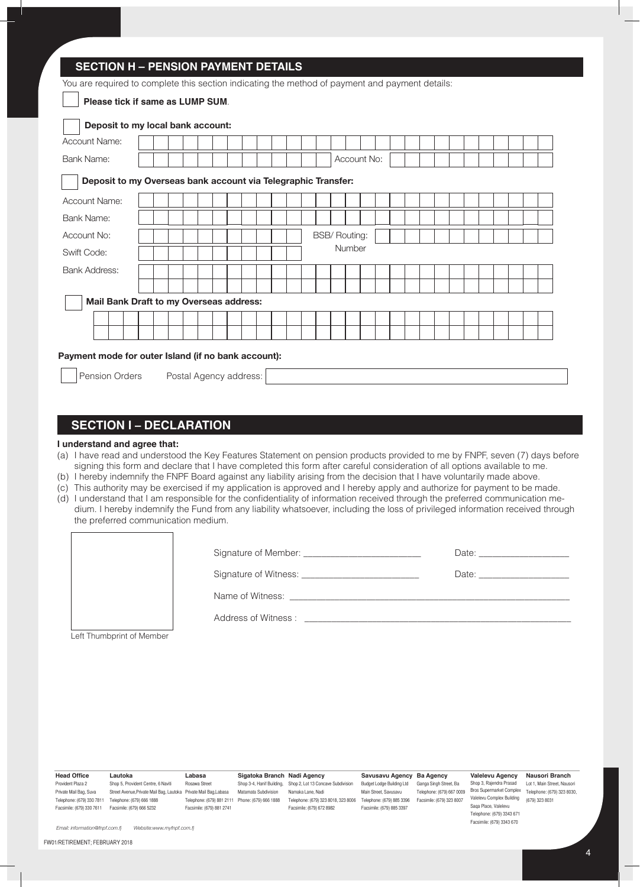## SECTION H – PENSION PAYMENT DETAILS

You are required to complete this section indicating the method of payment and payment details:

☐ **Please tick if same as LUMP SUM**.

☐ **Deposit to my local bank account:**

Account Name:

Bank Name: Account No:

☐ **Deposit to my Overseas bank account via Telegraphic Transfer:**

Account Name:

Bank Name:

Account No: BSB/ Routing: Number

Swift Code:

Bank Address:

☐ **Mail Bank Draft to my Overseas address:**

**Payment mode for outer Island (if no bank account):**

☐ Pension Orders Postal Agency address:

## SECTION I – DECLARATION

**I understand and agree that:**

(a) I have read and understood the Key Features Statement on pension products provided to me by FNPF, seven (7) days before signing this form and declare that I have completed this form after careful consideration of all options available to me.
(b) I hereby indemnify the FNPF Board against any liability arising from the decision that I have voluntarily made above.
(c) This authority may be exercised if my application is approved and I hereby apply and authorize for payment to be made.
(d) I understand that I am responsible for the confidentiality of information received through the preferred communication medium. I hereby indemnify the Fund from any liability whatsoever, including the loss of privileged information received through the preferred communication medium.

Signature of Member: ________________________ Date: ___________________

Signature of Witness: ________________________ Date: ___________________

Name of Witness: ____________________________________________________

Address of Witness : __________________________________________________

Left Thumbprint of Member

**Head Office**
Provident Plaza 2
Private Mail Bag, Suva
Telephone: (679) 330 7811
Facsimile: (679) 330 7611

**Lautoka**
Shop 5, Provident Centre, 6 Naviti Street Avenue,Private Mail Bag, Lautoka
Telephone: (679) 666 1888
Facsimile: (679) 666 5232

**Labasa**
Rosawa Street
Private Mail Bag,Labasa
Telephone: (679) 881 2111
Facsimile: (679) 881 2741

**Sigatoka Branch**
Shop 3-4, Hanif Building, Matamata Subdivision
Phone: (679) 666 1888

**Nadi Agency**
Shop 2, Lot 13 Concave Subdivision
Namaka Lane, Nadi
Telephone: (679) 323 8018, 323 8006
Facsimile: (679) 672 8982

**Savusavu Agency**
Budget Lodge Building Ltd
Main Street, Savusavu
Telephone: (679) 885 3396
Facsimile: (679) 885 3397

**Ba Agency**
Ganga Singh Street, Ba
Telephone: (679) 667 0009
Facsimile: (679) 323 8007

**Valelevu Agency**
Shop 3, Rajendra Prasad Bros Supermarket Complex
Valelevu Complex Building
Saqa Place, Valelevu
Telephone: (679) 3343 671
Facsimile: (679) 3343 670

**Nausori Branch**
Lot 1, Main Street, Nausori
Telephone: (679) 323 8030, (679) 323 8031

*Email: information@fnpf.com.fj* *Website:www.myfnpf.com.fj*

FW01/RETIREMENT; FEBRUARY 2018